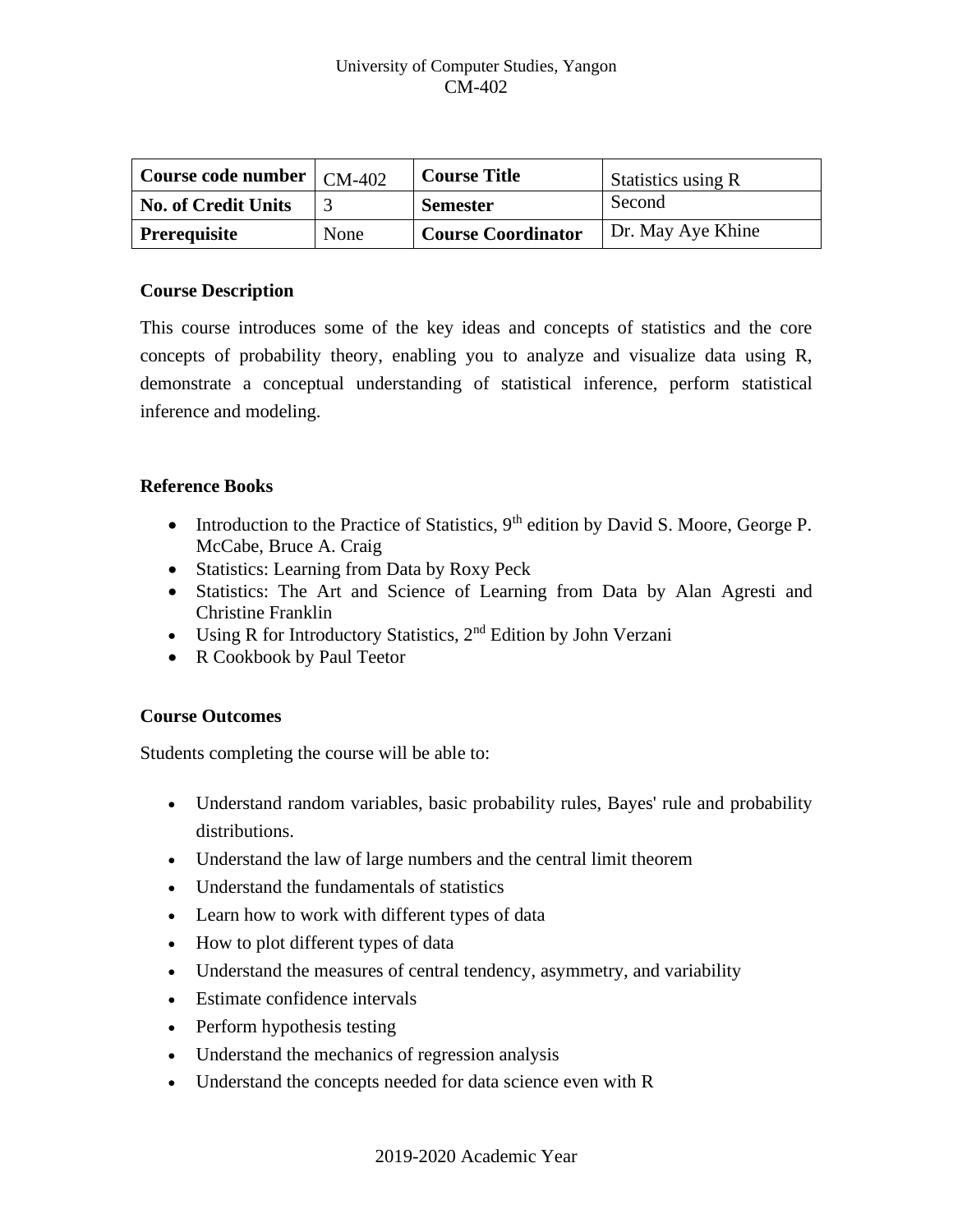University of Computer Studies, Yangon
CM-402

| **Course code number** | CM-402 | **Course Title** | Statistics using R |
|---|---|---|---|
| **No. of Credit Units** | 3 | **Semester** | Second |
| **Prerequisite** | None | **Course Coordinator** | Dr. May Aye Khine |

**Course Description**

This course introduces some of the key ideas and concepts of statistics and the core concepts of probability theory, enabling you to analyze and visualize data using R, demonstrate a conceptual understanding of statistical inference, perform statistical inference and modeling.

**Reference Books**

- Introduction to the Practice of Statistics, 9th edition by David S. Moore, George P. McCabe, Bruce A. Craig
- Statistics: Learning from Data by Roxy Peck
- Statistics: The Art and Science of Learning from Data by Alan Agresti and Christine Franklin
- Using R for Introductory Statistics, 2nd Edition by John Verzani
- R Cookbook by Paul Teetor

**Course Outcomes**

Students completing the course will be able to:

- Understand random variables, basic probability rules, Bayes' rule and probability distributions.
- Understand the law of large numbers and the central limit theorem
- Understand the fundamentals of statistics
- Learn how to work with different types of data
- How to plot different types of data
- Understand the measures of central tendency, asymmetry, and variability
- Estimate confidence intervals
- Perform hypothesis testing
- Understand the mechanics of regression analysis
- Understand the concepts needed for data science even with R

2019-2020 Academic Year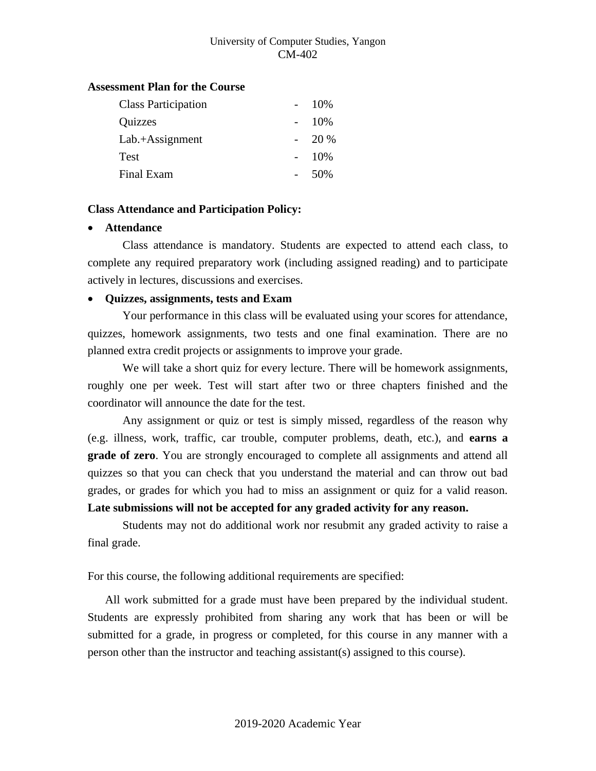**Assessment Plan for the Course**

| Component | | Weight |
|---|---|---|
| Class Participation | - | 10% |
| Quizzes | - | 10% |
| Lab.+Assignment | - | 20 % |
| Test | - | 10% |
| Final Exam | - | 50% |

**Class Attendance and Participation Policy:**

- **Attendance**

Class attendance is mandatory. Students are expected to attend each class, to complete any required preparatory work (including assigned reading) and to participate actively in lectures, discussions and exercises.

- **Quizzes, assignments, tests and Exam**

Your performance in this class will be evaluated using your scores for attendance, quizzes, homework assignments, two tests and one final examination. There are no planned extra credit projects or assignments to improve your grade.

We will take a short quiz for every lecture. There will be homework assignments, roughly one per week. Test will start after two or three chapters finished and the coordinator will announce the date for the test.

Any assignment or quiz or test is simply missed, regardless of the reason why (e.g. illness, work, traffic, car trouble, computer problems, death, etc.), and **earns a grade of zero**. You are strongly encouraged to complete all assignments and attend all quizzes so that you can check that you understand the material and can throw out bad grades, or grades for which you had to miss an assignment or quiz for a valid reason. **Late submissions will not be accepted for any graded activity for any reason.**

Students may not do additional work nor resubmit any graded activity to raise a final grade.

For this course, the following additional requirements are specified:

All work submitted for a grade must have been prepared by the individual student. Students are expressly prohibited from sharing any work that has been or will be submitted for a grade, in progress or completed, for this course in any manner with a person other than the instructor and teaching assistant(s) assigned to this course).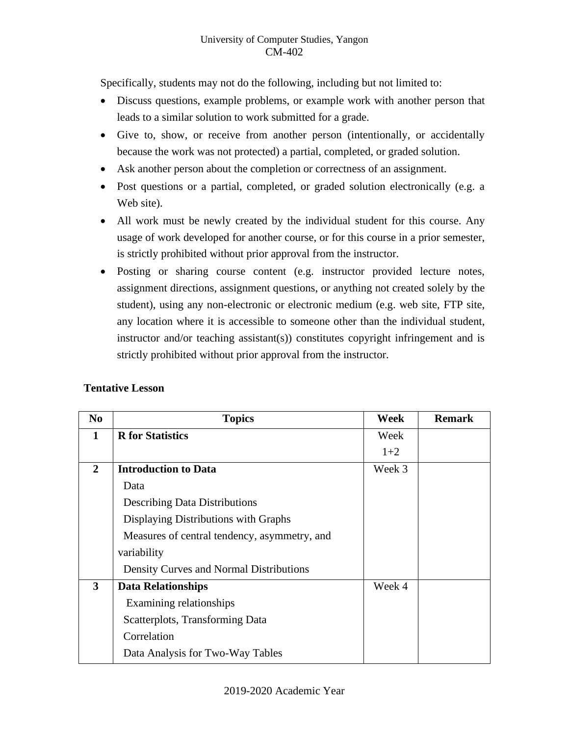Specifically, students may not do the following, including but not limited to:

- Discuss questions, example problems, or example work with another person that leads to a similar solution to work submitted for a grade.
- Give to, show, or receive from another person (intentionally, or accidentally because the work was not protected) a partial, completed, or graded solution.
- Ask another person about the completion or correctness of an assignment.
- Post questions or a partial, completed, or graded solution electronically (e.g. a Web site).
- All work must be newly created by the individual student for this course. Any usage of work developed for another course, or for this course in a prior semester, is strictly prohibited without prior approval from the instructor.
- Posting or sharing course content (e.g. instructor provided lecture notes, assignment directions, assignment questions, or anything not created solely by the student), using any non-electronic or electronic medium (e.g. web site, FTP site, any location where it is accessible to someone other than the individual student, instructor and/or teaching assistant(s)) constitutes copyright infringement and is strictly prohibited without prior approval from the instructor.

**Tentative Lesson**

| No | Topics | Week | Remark |
|---|---|---|---|
| **1** | **R for Statistics** | Week 1+2 | |
| **2** | **Introduction to Data**<br>Data<br>Describing Data Distributions<br>Displaying Distributions with Graphs<br>Measures of central tendency, asymmetry, and variability<br>Density Curves and Normal Distributions | Week 3 | |
| **3** | **Data Relationships**<br>Examining relationships<br>Scatterplots, Transforming Data<br>Correlation<br>Data Analysis for Two-Way Tables | Week 4 | |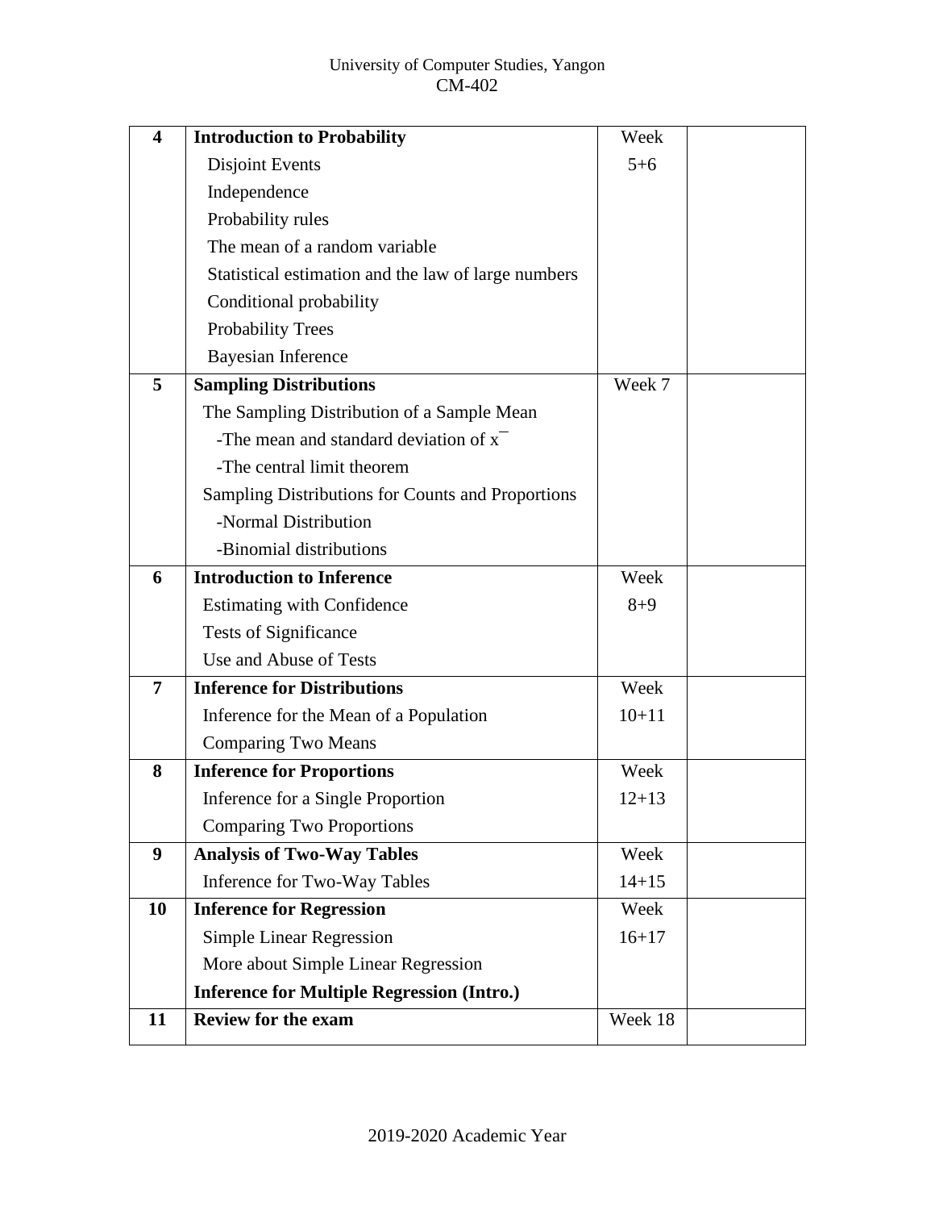| | | | |
|---|---|---|---|
| **4** | **Introduction to Probability** | Week 5+6 | |
| | Disjoint Events | | |
| | Independence | | |
| | Probability rules | | |
| | The mean of a random variable | | |
| | Statistical estimation and the law of large numbers | | |
| | Conditional probability | | |
| | Probability Trees | | |
| | Bayesian Inference | | |
| **5** | **Sampling Distributions** | Week 7 | |
| | The Sampling Distribution of a Sample Mean | | |
| | -The mean and standard deviation of $\bar{x}$ | | |
| | -The central limit theorem | | |
| | Sampling Distributions for Counts and Proportions | | |
| | -Normal Distribution | | |
| | -Binomial distributions | | |
| **6** | **Introduction to Inference** | Week 8+9 | |
| | Estimating with Confidence | | |
| | Tests of Significance | | |
| | Use and Abuse of Tests | | |
| **7** | **Inference for Distributions** | Week 10+11 | |
| | Inference for the Mean of a Population | | |
| | Comparing Two Means | | |
| **8** | **Inference for Proportions** | Week 12+13 | |
| | Inference for a Single Proportion | | |
| | Comparing Two Proportions | | |
| **9** | **Analysis of Two-Way Tables** | Week 14+15 | |
| | Inference for Two-Way Tables | | |
| **10** | **Inference for Regression** | Week 16+17 | |
| | Simple Linear Regression | | |
| | More about Simple Linear Regression | | |
| | **Inference for Multiple Regression (Intro.)** | | |
| **11** | **Review for the exam** | Week 18 | |